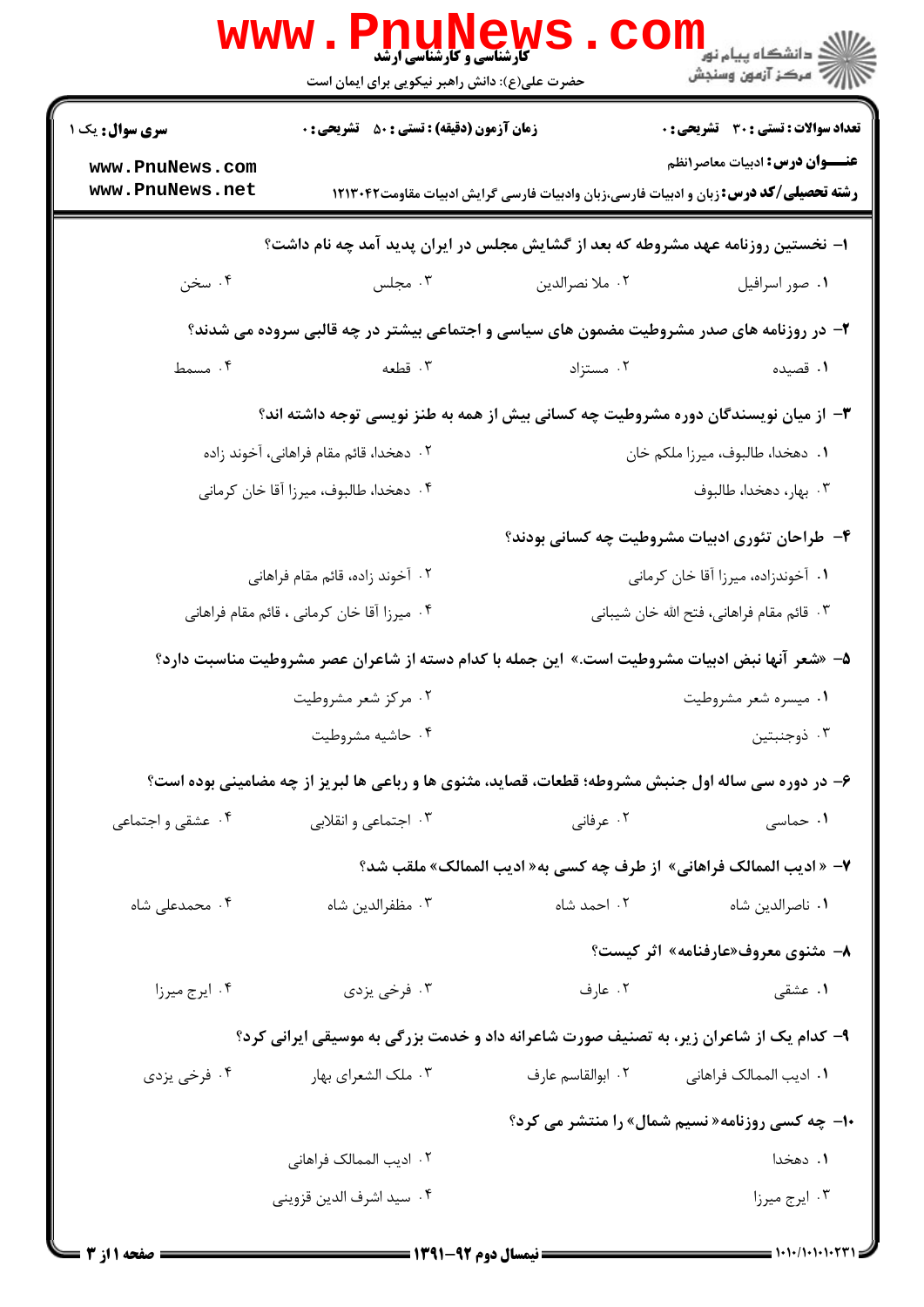کارشناسی و کارشناسی ارشد

حضرت علی(ع): دانش راهبر نیکویی برای ایمان است

دانشگاه پیام نور
مرکز آزمون وسنجش

**سری سوال:** یک ۱

**زمان آزمون (دقیقه) : تستی : ۵۰ تشریحی : ۰**

**تعداد سوالات : تستی : ۳۰ تشریحی : ۰**

**عنـــوان درس:** ادبیات معاصر۱نظم

**رشته تحصیلی/کد درس:** زبان و ادبیات فارسی،زبان وادبیات فارسی گرایش ادبیات مقاومت۱۲۱۳۰۴۲

**۱- نخستین روزنامه عهد مشروطه که بعد از گشایش مجلس در ایران پدید آمد چه نام داشت؟**

۱. صور اسرافیل
۲. ملا نصرالدین
۳. مجلس
۴. سخن

**۲- در روزنامه های صدر مشروطیت مضمون های سیاسی و اجتماعی بیشتر در چه قالبی سروده می شدند؟**

۱. قصیده
۲. مستزاد
۳. قطعه
۴. مسمط

**۳- از میان نویسندگان دوره مشروطیت چه کسانی بیش از همه به طنز نویسی توجه داشته اند؟**

۱. دهخدا، طالبوف، میرزا ملکم خان
۲. دهخدا، قائم مقام فراهانی، آخوند زاده
۳. بهار، دهخدا، طالبوف
۴. دهخدا، طالبوف، میرزا آقا خان کرمانی

**۴- طراحان تئوری ادبیات مشروطیت چه کسانی بودند؟**

۱. آخوندزاده، میرزا آقا خان کرمانی
۲. آخوند زاده، قائم مقام فراهانی
۳. قائم مقام فراهانی، فتح الله خان شیبانی
۴. میرزا آقا خان کرمانی ، قائم مقام فراهانی

**۵- «شعر آنها نبض ادبیات مشروطیت است.» این جمله با کدام دسته از شاعران عصر مشروطیت مناسبت دارد؟**

۱. میسره شعر مشروطیت
۲. مرکز شعر مشروطیت
۳. ذوجنبتین
۴. حاشیه مشروطیت

**۶- در دوره سی ساله اول جنبش مشروطه؛ قطعات، قصاید، مثنوی ها و رباعی ها لبریز از چه مضامینی بوده است؟**

۱. حماسی
۲. عرفانی
۳. اجتماعی و انقلابی
۴. عشقی و اجتماعی

**۷- « ادیب الممالک فراهانی» از طرف چه کسی به« ادیب الممالک» ملقب شد؟**

۱. ناصرالدین شاه
۲. احمد شاه
۳. مظفرالدین شاه
۴. محمدعلی شاه

**۸- مثنوی معروف«عارفنامه» اثر کیست؟**

۱. عشقی
۲. عارف
۳. فرخی یزدی
۴. ایرج میرزا

**۹- کدام یک از شاعران زیر، به تصنیف صورت شاعرانه داد و خدمت بزرگی به موسیقی ایرانی کرد؟**

۱. ادیب الممالک فراهانی
۲. ابوالقاسم عارف
۳. ملک الشعرای بهار
۴. فرخی یزدی

**۱۰- چه کسی روزنامه« نسیم شمال» را منتشر می کرد؟**

۱. دهخدا
۲. ادیب الممالک فراهانی
۳. ایرج میرزا
۴. سید اشرف الدین قزوینی

نیمسال دوم ۹۲-۱۳۹۱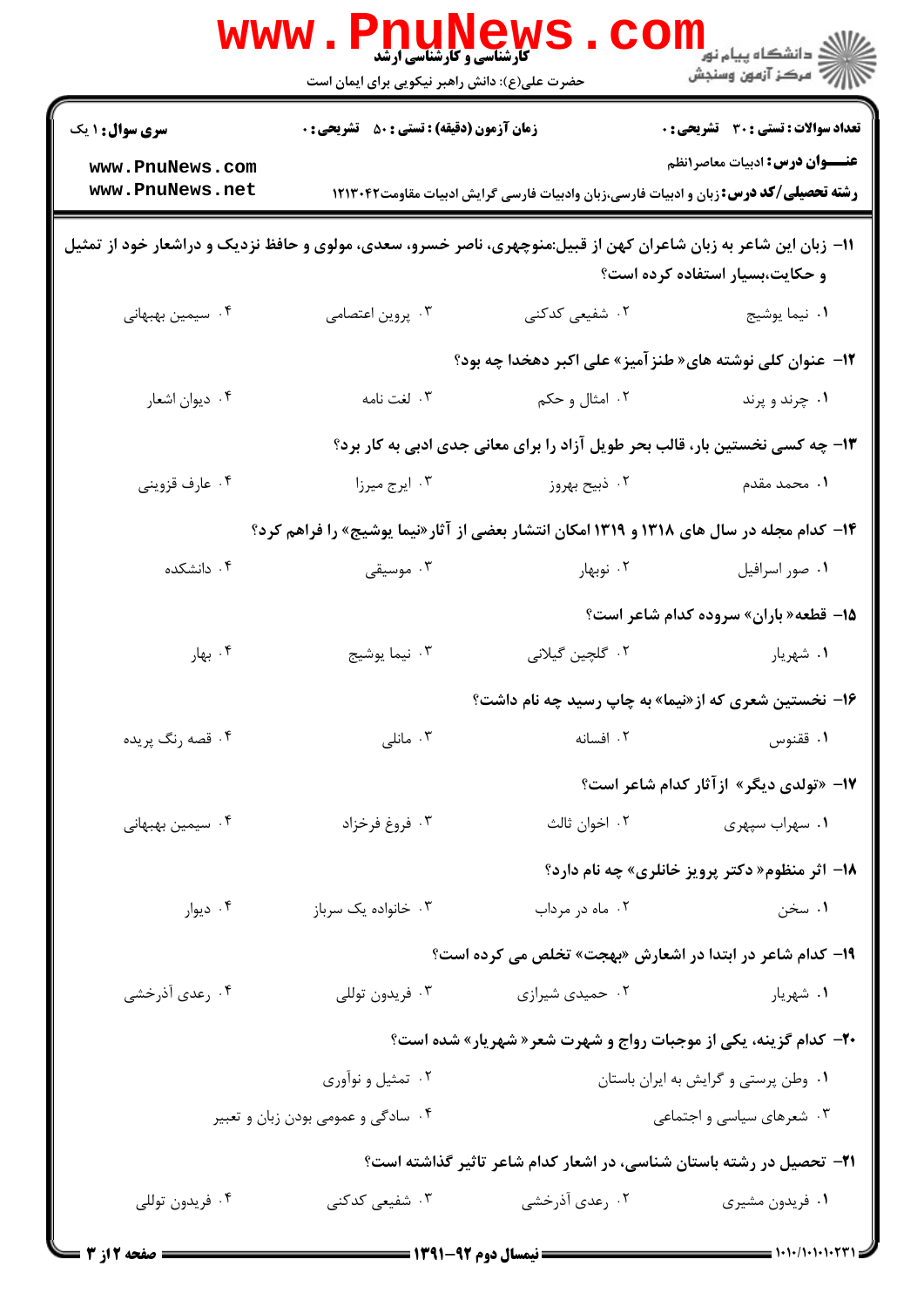**سری سؤال:** ۱ یک

**زمان آزمون (دقیقه) : تستی :** ۵۰ **تشریحی :** ۰

**تعداد سوالات : تستی :** ۳۰ **تشریحی :** ۰

**عنـــوان درس:** ادبیات معاصرانظم

**رشته تحصیلی/کد درس:** زبان و ادبیات فارسی،زبان وادبیات فارسی گرایش ادبیات مقاومت۱۲۱۳۰۴۲

۱۱- زبان این شاعر به زبان شاعران کهن از قبیل:منوچهری، ناصر خسرو، سعدی، مولوی و حافظ نزدیک و دراشعار خود از تمثیل و حکایت،بسیار استفاده کرده است؟

۱. نیما یوشیج ۲. شفیعی کدکنی ۳. پروین اعتصامی ۴. سیمین بهبهانی

۱۲- عنوان کلی نوشته های« طنزآمیز» علی اکبر دهخدا چه بود؟

۱. چرند و پرند ۲. امثال و حکم ۳. لغت نامه ۴. دیوان اشعار

۱۳- چه کسی نخستین بار، قالب بحر طویل آزاد را برای معانی جدی ادبی به کار برد؟

۱. محمد مقدم ۲. ذبیح بهروز ۳. ایرج میرزا ۴. عارف قزوینی

۱۴- کدام مجله در سال های ۱۳۱۸ و ۱۳۱۹ امکان انتشار بعضی از آثار«نیما یوشیج» را فراهم کرد؟

۱. صور اسرافیل ۲. نوبهار ۳. موسیقی ۴. دانشکده

۱۵- قطعه« باران» سروده کدام شاعر است؟

۱. شهریار ۲. گلچین گیلانی ۳. نیما یوشیج ۴. بهار

۱۶- نخستین شعری که از«نیما» به چاپ رسید چه نام داشت؟

۱. ققنوس ۲. افسانه ۳. مانلی ۴. قصه رنگ پریده

۱۷- «تولدی دیگر» ازآثار کدام شاعر است؟

۱. سهراب سپهری ۲. اخوان ثالث ۳. فروغ فرخزاد ۴. سیمین بهبهانی

۱۸- اثر منظوم« دکتر پرویز خانلری» چه نام دارد؟

۱. سخن ۲. ماه در مرداب ۳. خانواده یک سرباز ۴. دیوار

۱۹- کدام شاعر در ابتدا در اشعارش «بهجت» تخلص می کرده است؟

۱. شهریار ۲. حمیدی شیرازی ۳. فریدون توللی ۴. رعدی آذرخشی

۲۰- کدام گزینه، یکی از موجبات رواج و شهرت شعر« شهریار» شده است؟

۱. وطن پرستی و گرایش به ایران باستان ۲. تمثیل و نوآوری

۳. شعرهای سیاسی و اجتماعی ۴. سادگی و عمومی بودن زبان و تعبیر

۲۱- تحصیل در رشته باستان شناسی، در اشعار کدام شاعر تاثیر گذاشته است؟

۱. فریدون مشیری ۲. رعدی آذرخشی ۳. شفیعی کدکنی ۴. فریدون توللی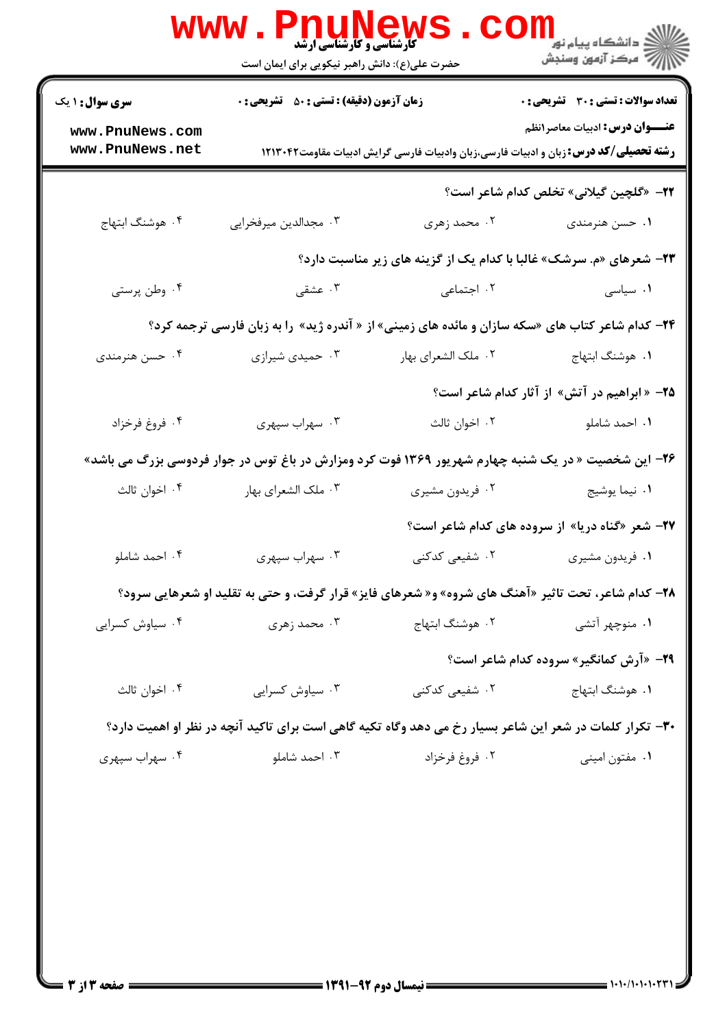**سری سوال:** ۱ یک

**زمان آزمون (دقیقه) : تستی :** ۵۰ **تشریحی :** ۰

**تعداد سوالات : تستی :** ۳۰ **تشریحی :** ۰

**عنـــوان درس :** ادبیات معاصر۱نظم

**رشته تحصیلی/کد درس :** زبان و ادبیات فارسی،زبان وادبیات فارسی گرایش ادبیات مقاومت۱۲۱۳۰۴۲

۲۲- «گلچین گیلانی» تخلص کدام شاعر است؟

۱. حسن هنرمندی
۲. محمد زهری
۳. مجدالدین میرفخرایی
۴. هوشنگ ابتهاج

۲۳- شعرهای «م. سرشک» غالبا با کدام یک از گزینه های زیر مناسبت دارد؟

۱. سیاسی
۲. اجتماعی
۳. عشقی
۴. وطن پرستی

۲۴- کدام شاعر کتاب های «سکه سازان و مائده های زمینی» از « آندره ژید» را به زبان فارسی ترجمه کرد؟

۱. هوشنگ ابتهاج
۲. ملک الشعرای بهار
۳. حمیدی شیرازی
۴. حسن هنرمندی

۲۵- « ابراهیم در آتش» از آثار کدام شاعر است؟

۱. احمد شاملو
۲. اخوان ثالث
۳. سهراب سپهری
۴. فروغ فرخزاد

۲۶- این شخصیت « در یک شنبه چهارم شهریور ۱۳۶۹ فوت کرد ومزارش در باغ توس در جوار فردوسی بزرگ می باشد»

۱. نیما یوشیج
۲. فریدون مشیری
۳. ملک الشعرای بهار
۴. اخوان ثالث

۲۷- شعر «گناه دریا» از سروده های کدام شاعر است؟

۱. فریدون مشیری
۲. شفیعی کدکنی
۳. سهراب سپهری
۴. احمد شاملو

۲۸- کدام شاعر، تحت تاثیر «آهنگ های شروه» و« شعرهای فایز» قرار گرفت، و حتی به تقلید او شعرهایی سرود؟

۱. منوچهر آتشی
۲. هوشنگ ابتهاج
۳. محمد زهری
۴. سیاوش کسرایی

۲۹- «آرش کمانگیر» سروده کدام شاعر است؟

۱. هوشنگ ابتهاج
۲. شفیعی کدکنی
۳. سیاوش کسرایی
۴. اخوان ثالث

۳۰- تکرار کلمات در شعر این شاعر بسیار رخ می دهد وگاه تکیه گاهی است برای تاکید آنچه در نظر او اهمیت دارد؟

۱. مفتون امینی
۲. فروغ فرخزاد
۳. احمد شاملو
۴. سهراب سپهری